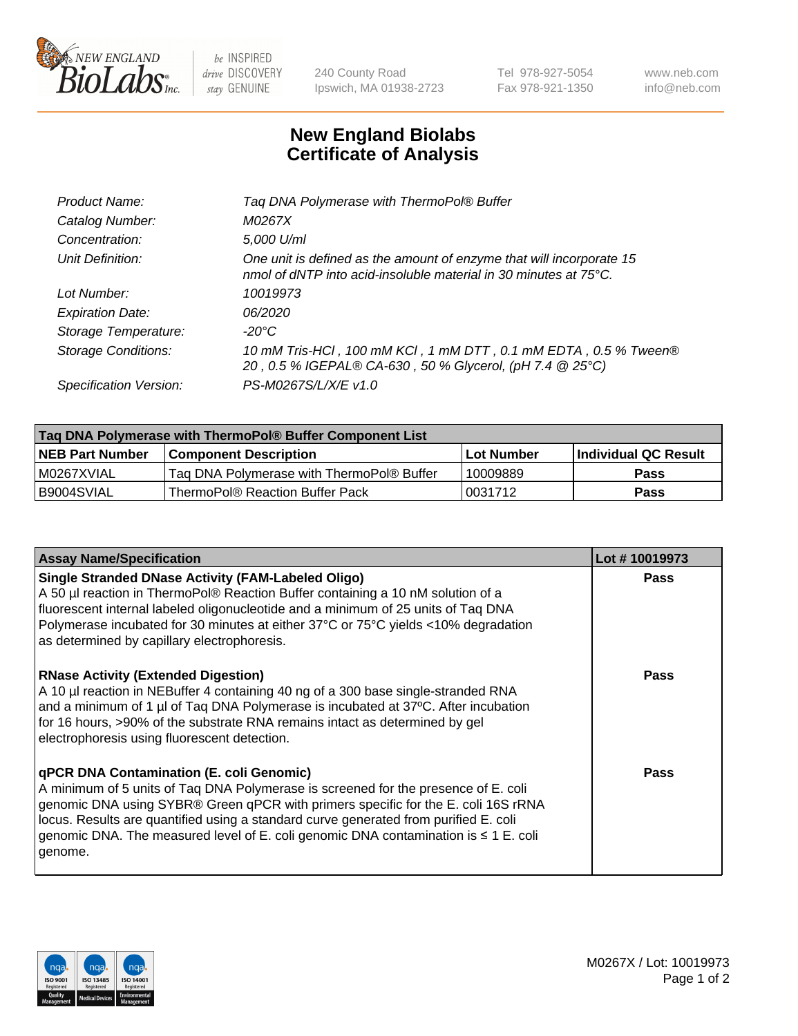# New England Biolabs Certificate of Analysis

| | |
|---|---|
| *Product Name:* | *Taq DNA Polymerase with ThermoPol® Buffer* |
| *Catalog Number:* | *M0267X* |
| *Concentration:* | *5,000 U/ml* |
| *Unit Definition:* | *One unit is defined as the amount of enzyme that will incorporate 15 nmol of dNTP into acid-insoluble material in 30 minutes at 75°C.* |
| *Lot Number:* | *10019973* |
| *Expiration Date:* | *06/2020* |
| *Storage Temperature:* | *-20°C* |
| *Storage Conditions:* | *10 mM Tris-HCl , 100 mM KCl , 1 mM DTT , 0.1 mM EDTA , 0.5 % Tween® 20 , 0.5 % IGEPAL® CA-630 , 50 % Glycerol, (pH 7.4 @ 25°C)* |
| *Specification Version:* | *PS-M0267S/L/X/E v1.0* |

| **Taq DNA Polymerase with ThermoPol® Buffer Component List** | | | |
|---|---|---|---|
| **NEB Part Number** | **Component Description** | **Lot Number** | **Individual QC Result** |
| M0267XVIAL | Taq DNA Polymerase with ThermoPol® Buffer | 10009889 | **Pass** |
| B9004SVIAL | ThermoPol® Reaction Buffer Pack | 0031712 | **Pass** |

| **Assay Name/Specification** | **Lot # 10019973** |
|---|---|
| **Single Stranded DNase Activity (FAM-Labeled Oligo)**<br>A 50 µl reaction in ThermoPol® Reaction Buffer containing a 10 nM solution of a fluorescent internal labeled oligonucleotide and a minimum of 25 units of Taq DNA Polymerase incubated for 30 minutes at either 37°C or 75°C yields <10% degradation as determined by capillary electrophoresis. | **Pass** |
| **RNase Activity (Extended Digestion)**<br>A 10 µl reaction in NEBuffer 4 containing 40 ng of a 300 base single-stranded RNA and a minimum of 1 µl of Taq DNA Polymerase is incubated at 37ºC. After incubation for 16 hours, >90% of the substrate RNA remains intact as determined by gel electrophoresis using fluorescent detection. | **Pass** |
| **qPCR DNA Contamination (E. coli Genomic)**<br>A minimum of 5 units of Taq DNA Polymerase is screened for the presence of E. coli genomic DNA using SYBR® Green qPCR with primers specific for the E. coli 16S rRNA locus. Results are quantified using a standard curve generated from purified E. coli genomic DNA. The measured level of E. coli genomic DNA contamination is ≤ 1 E. coli genome. | **Pass** |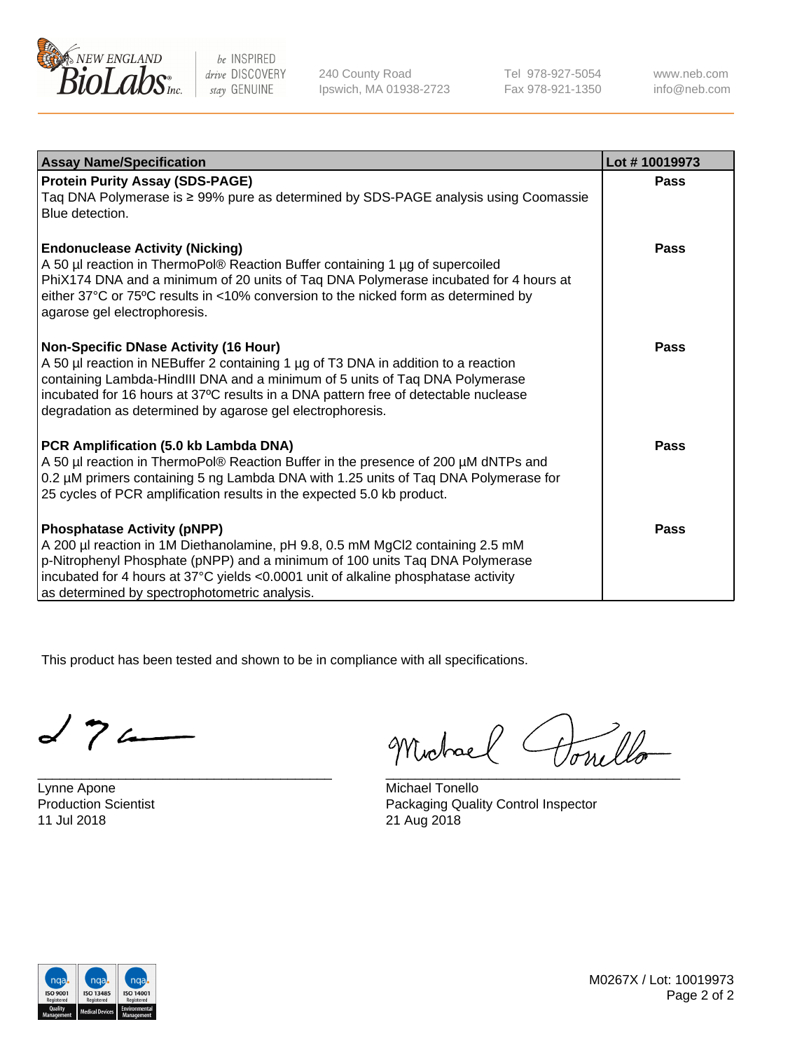NEW ENGLAND BioLabs Inc. — be INSPIRED drive DISCOVERY stay GENUINE

240 County Road
Ipswich, MA 01938-2723

Tel 978-927-5054
Fax 978-921-1350

www.neb.com
info@neb.com

| Assay Name/Specification | Lot # 10019973 |
| --- | --- |
| **Protein Purity Assay (SDS-PAGE)**<br>Taq DNA Polymerase is ≥ 99% pure as determined by SDS-PAGE analysis using Coomassie Blue detection. | **Pass** |
| **Endonuclease Activity (Nicking)**<br>A 50 µl reaction in ThermoPol® Reaction Buffer containing 1 µg of supercoiled PhiX174 DNA and a minimum of 20 units of Taq DNA Polymerase incubated for 4 hours at either 37°C or 75ºC results in <10% conversion to the nicked form as determined by agarose gel electrophoresis. | **Pass** |
| **Non-Specific DNase Activity (16 Hour)**<br>A 50 µl reaction in NEBuffer 2 containing 1 µg of T3 DNA in addition to a reaction containing Lambda-HindIII DNA and a minimum of 5 units of Taq DNA Polymerase incubated for 16 hours at 37ºC results in a DNA pattern free of detectable nuclease degradation as determined by agarose gel electrophoresis. | **Pass** |
| **PCR Amplification (5.0 kb Lambda DNA)**<br>A 50 µl reaction in ThermoPol® Reaction Buffer in the presence of 200 µM dNTPs and 0.2 µM primers containing 5 ng Lambda DNA with 1.25 units of Taq DNA Polymerase for 25 cycles of PCR amplification results in the expected 5.0 kb product. | **Pass** |
| **Phosphatase Activity (pNPP)**<br>A 200 µl reaction in 1M Diethanolamine, pH 9.8, 0.5 mM $MgCl_2$ containing 2.5 mM p-Nitrophenyl Phosphate (pNPP) and a minimum of 100 units Taq DNA Polymerase incubated for 4 hours at 37°C yields <0.0001 unit of alkaline phosphatase activity as determined by spectrophotometric analysis. | **Pass** |

This product has been tested and shown to be in compliance with all specifications.

Lynne Apone
Production Scientist
11 Jul 2018

Michael Tonello
Packaging Quality Control Inspector
21 Aug 2018

M0267X / Lot: 10019973